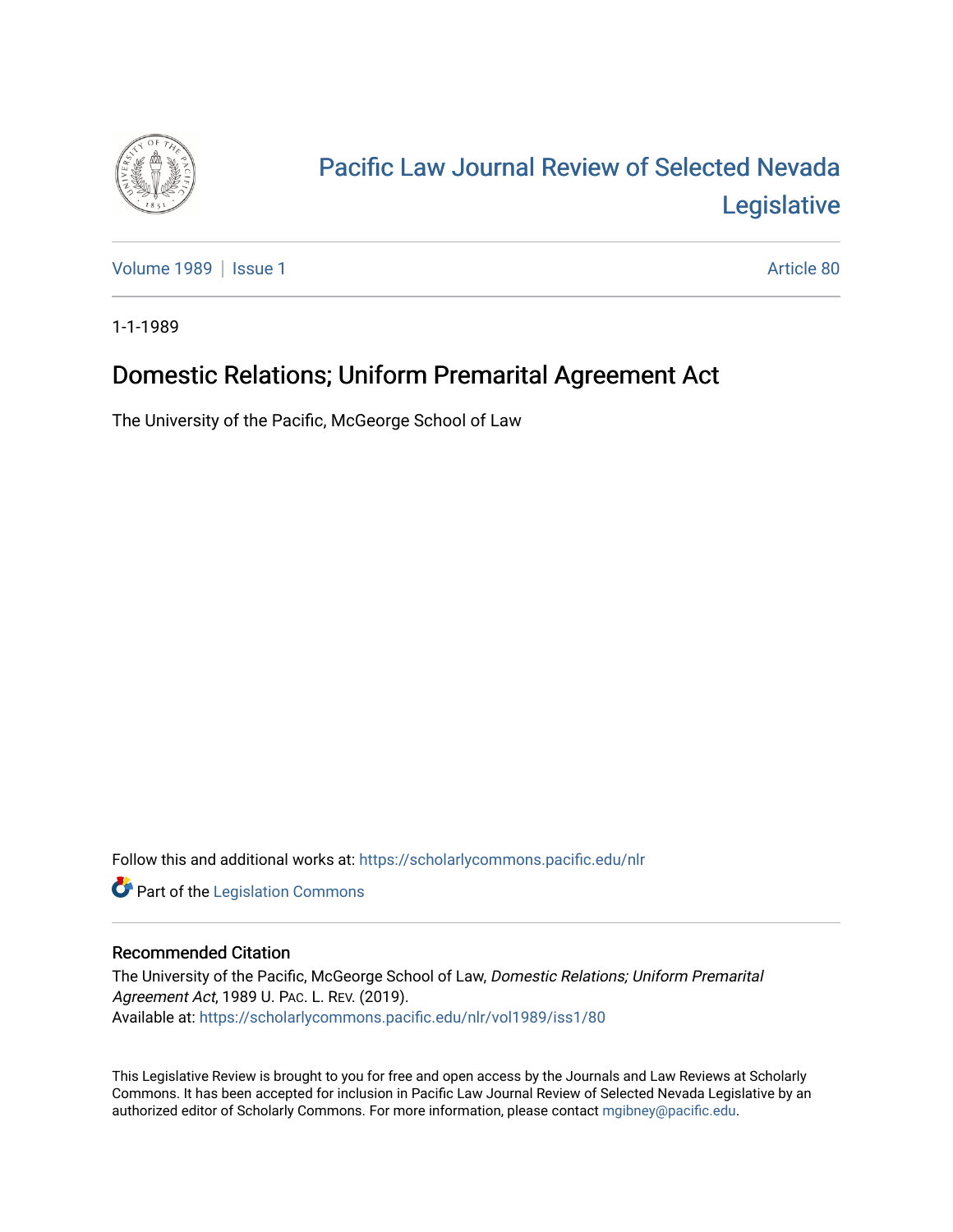# Pacific Law Journal Review of Selected Nevada Legislative

Volume 1989 | Issue 1 | Article 80

1-1-1989

## Domestic Relations; Uniform Premarital Agreement Act

The University of the Pacific, McGeorge School of Law

Follow this and additional works at: https://scholarlycommons.pacific.edu/nlr

Part of the Legislation Commons

### Recommended Citation

The University of the Pacific, McGeorge School of Law, *Domestic Relations; Uniform Premarital Agreement Act*, 1989 U. Pac. L. Rev. (2019).
Available at: https://scholarlycommons.pacific.edu/nlr/vol1989/iss1/80

This Legislative Review is brought to you for free and open access by the Journals and Law Reviews at Scholarly Commons. It has been accepted for inclusion in Pacific Law Journal Review of Selected Nevada Legislative by an authorized editor of Scholarly Commons. For more information, please contact mgibney@pacific.edu.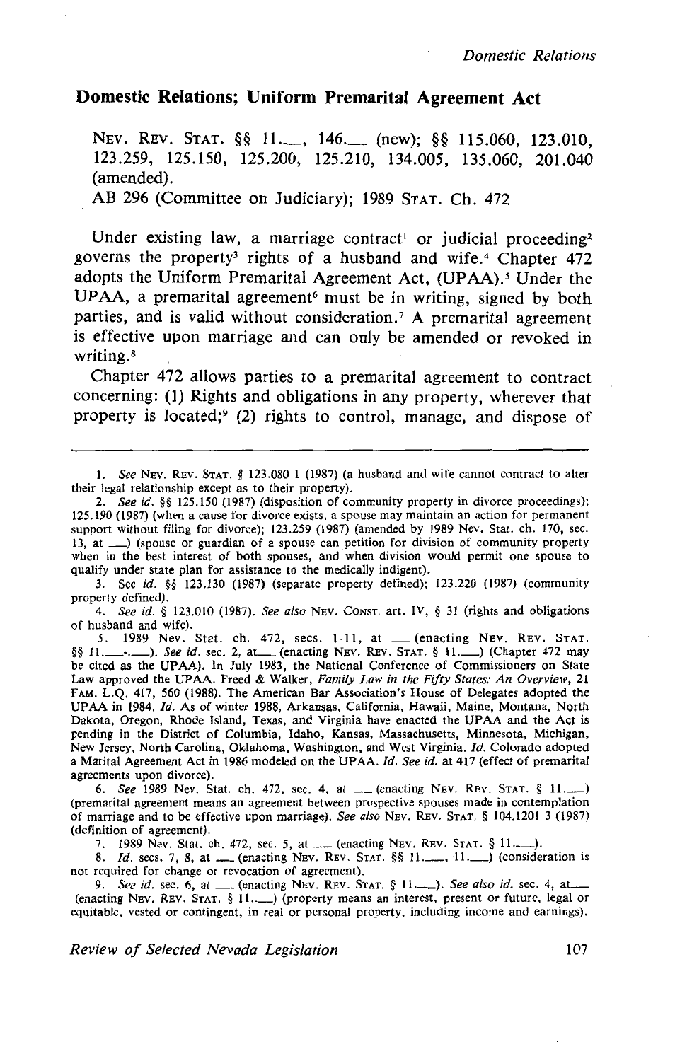## Domestic Relations; Uniform Premarital Agreement Act

NEV. REV. STAT. §§ 11.___, 146.___ (new); §§ 115.060, 123.010, 123.259, 125.150, 125.200, 125.210, 134.005, 135.060, 201.040 (amended).

AB 296 (Committee on Judiciary); 1989 STAT. Ch. 472

Under existing law, a marriage contract[1] or judicial proceeding[2] governs the property[3] rights of a husband and wife.[4] Chapter 472 adopts the Uniform Premarital Agreement Act, (UPAA).[5] Under the UPAA, a premarital agreement[6] must be in writing, signed by both parties, and is valid without consideration.[7] A premarital agreement is effective upon marriage and can only be amended or revoked in writing.[8]

Chapter 472 allows parties to a premarital agreement to contract concerning: (1) Rights and obligations in any property, wherever that property is located;[9] (2) rights to control, manage, and dispose of

---

1. *See* NEV. REV. STAT. § 123.080 1 (1987) (a husband and wife cannot contract to alter their legal relationship except as to their property).

2. *See id.* §§ 125.150 (1987) (disposition of community property in divorce proceedings); 125.190 (1987) (when a cause for divorce exists, a spouse may maintain an action for permanent support without filing for divorce); 123.259 (1987) (amended by 1989 Nev. Stat. ch. 170, sec. 13, at ___) (spouse or guardian of a spouse can petition for division of community property when in the best interest of both spouses, and when division would permit one spouse to qualify under state plan for assistance to the medically indigent).

3. See *id.* §§ 123.130 (1987) (separate property defined); 123.220 (1987) (community property defined).

4. *See id.* § 123.010 (1987). *See also* NEV. CONST. art. IV, § 31 (rights and obligations of husband and wife).

5. 1989 Nev. Stat. ch. 472, secs. 1-11, at ___ (enacting NEV. REV. STAT. §§ 11.___-.___). *See id.* sec. 2, at___ (enacting NEV. REV. STAT. § 11.___) (Chapter 472 may be cited as the UPAA). In July 1983, the National Conference of Commissioners on State Law approved the UPAA. Freed & Walker, *Family Law in the Fifty States: An Overview*, 21 FAM. L.Q. 417, 560 (1988). The American Bar Association's House of Delegates adopted the UPAA in 1984. *Id.* As of winter 1988, Arkansas, California, Hawaii, Maine, Montana, North Dakota, Oregon, Rhode Island, Texas, and Virginia have enacted the UPAA and the Act is pending in the District of Columbia, Idaho, Kansas, Massachusetts, Minnesota, Michigan, New Jersey, North Carolina, Oklahoma, Washington, and West Virginia. *Id.* Colorado adopted a Marital Agreement Act in 1986 modeled on the UPAA. *Id. See id.* at 417 (effect of premarital agreements upon divorce).

6. *See* 1989 Nev. Stat. ch. 472, sec. 4, at ___ (enacting NEV. REV. STAT. § 11.___) (premarital agreement means an agreement between prospective spouses made in contemplation of marriage and to be effective upon marriage). *See also* NEV. REV. STAT. § 104.1201 3 (1987) (definition of agreement).

7. 1989 Nev. Stat. ch. 472, sec. 5, at ___ (enacting NEV. REV. STAT. § 11.___).

8. *Id.* secs. 7, 8, at ___ (enacting NEV. REV. STAT. §§ 11.___, 11.___) (consideration is not required for change or revocation of agreement).

9. *See id.* sec. 6, at ___ (enacting NEV. REV. STAT. § 11.___). *See also id.* sec. 4, at___ (enacting NEV. REV. STAT. § 11.___) (property means an interest, present or future, legal or equitable, vested or contingent, in real or personal property, including income and earnings).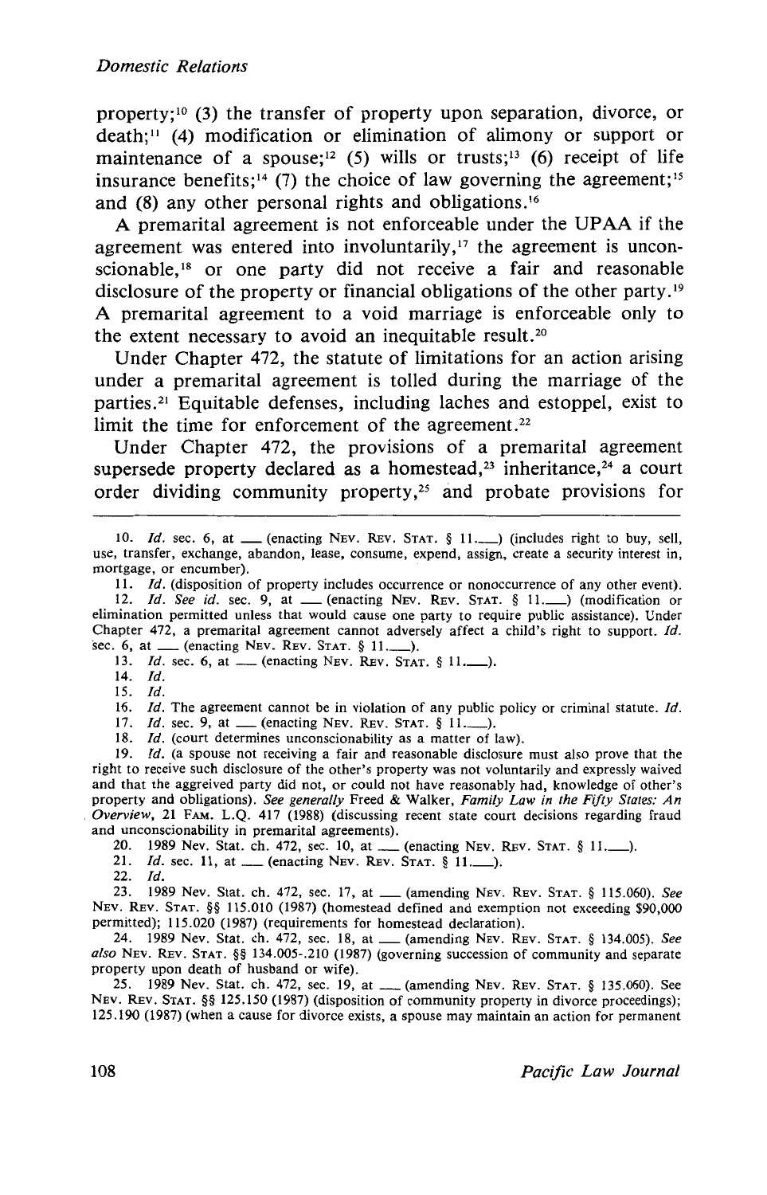property;[10] (3) the transfer of property upon separation, divorce, or death;[11] (4) modification or elimination of alimony or support or maintenance of a spouse;[12] (5) wills or trusts;[13] (6) receipt of life insurance benefits;[14] (7) the choice of law governing the agreement;[15] and (8) any other personal rights and obligations.[16]

A premarital agreement is not enforceable under the UPAA if the agreement was entered into involuntarily,[17] the agreement is unconscionable,[18] or one party did not receive a fair and reasonable disclosure of the property or financial obligations of the other party.[19] A premarital agreement to a void marriage is enforceable only to the extent necessary to avoid an inequitable result.[20]

Under Chapter 472, the statute of limitations for an action arising under a premarital agreement is tolled during the marriage of the parties.[21] Equitable defenses, including laches and estoppel, exist to limit the time for enforcement of the agreement.[22]

Under Chapter 472, the provisions of a premarital agreement supersede property declared as a homestead,[23] inheritance,[24] a court order dividing community property,[25] and probate provisions for

---

10. *Id.* sec. 6, at ___ (enacting NEV. REV. STAT. § 11.___) (includes right to buy, sell, use, transfer, exchange, abandon, lease, consume, expend, assign, create a security interest in, mortgage, or encumber).

11. *Id.* (disposition of property includes occurrence or nonoccurrence of any other event).

12. *Id. See id.* sec. 9, at ___ (enacting NEV. REV. STAT. § 11.___) (modification or elimination permitted unless that would cause one party to require public assistance). Under Chapter 472, a premarital agreement cannot adversely affect a child's right to support. *Id.* sec. 6, at ___ (enacting NEV. REV. STAT. § 11.___).

13. *Id.* sec. 6, at ___ (enacting NEV. REV. STAT. § 11.___).

14. *Id.*

15. *Id.*

16. *Id.* The agreement cannot be in violation of any public policy or criminal statute. *Id.*

17. *Id.* sec. 9, at ___ (enacting NEV. REV. STAT. § 11.___).

18. *Id.* (court determines unconscionability as a matter of law).

19. *Id.* (a spouse not receiving a fair and reasonable disclosure must also prove that the right to receive such disclosure of the other's property was not voluntarily and expressly waived and that the aggrieved party did not, or could not have reasonably had, knowledge of other's property and obligations). *See generally* Freed & Walker, *Family Law in the Fifty States: An Overview*, 21 FAM. L.Q. 417 (1988) (discussing recent state court decisions regarding fraud and unconscionability in premarital agreements).

20. 1989 Nev. Stat. ch. 472, sec. 10, at ___ (enacting NEV. REV. STAT. § 11.___).

21. *Id.* sec. 11, at ___ (enacting NEV. REV. STAT. § 11.___).

22. *Id.*

23. 1989 Nev. Stat. ch. 472, sec. 17, at ___ (amending NEV. REV. STAT. § 115.060). *See* NEV. REV. STAT. §§ 115.010 (1987) (homestead defined and exemption not exceeding $90,000 permitted); 115.020 (1987) (requirements for homestead declaration).

24. 1989 Nev. Stat. ch. 472, sec. 18, at ___ (amending NEV. REV. STAT. § 134.005). *See also* NEV. REV. STAT. §§ 134.005-.210 (1987) (governing succession of community and separate property upon death of husband or wife).

25. 1989 Nev. Stat. ch. 472, sec. 19, at ___ (amending NEV. REV. STAT. § 135.060). See NEV. REV. STAT. §§ 125.150 (1987) (disposition of community property in divorce proceedings); 125.190 (1987) (when a cause for divorce exists, a spouse may maintain an action for permanent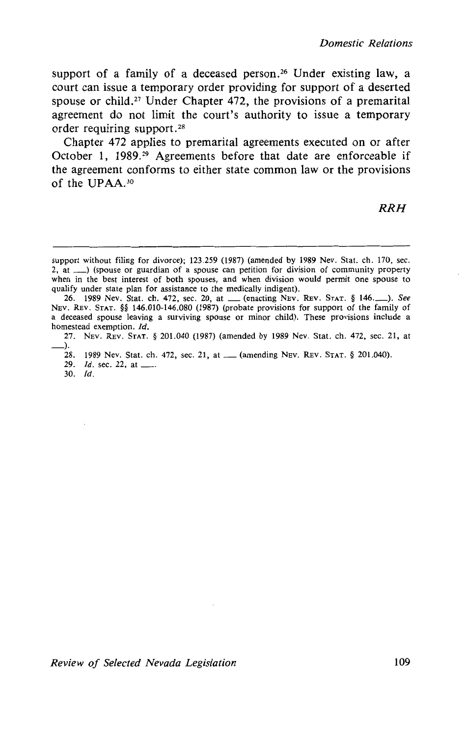support of a family of a deceased person.[26] Under existing law, a court can issue a temporary order providing for support of a deserted spouse or child.[27] Under Chapter 472, the provisions of a premarital agreement do not limit the court's authority to issue a temporary order requiring support.[28]

Chapter 472 applies to premarital agreements executed on or after October 1, 1989.[29] Agreements before that date are enforceable if the agreement conforms to either state common law or the provisions of the UPAA.[30]

*RRH*

---

support without filing for divorce); 123.259 (1987) (amended by 1989 Nev. Stat. ch. 170, sec. 2, at \_\_\_) (spouse or guardian of a spouse can petition for division of community property when in the best interest of both spouses, and when division would permit one spouse to qualify under state plan for assistance to the medically indigent).

26. 1989 Nev. Stat. ch. 472, sec. 20, at \_\_\_ (enacting Nev. Rev. Stat. § 146.\_\_\_). *See* Nev. Rev. Stat. §§ 146.010-146.080 (1987) (probate provisions for support of the family of a deceased spouse leaving a surviving spouse or minor child). These provisions include a homestead exemption. *Id.*

27. Nev. Rev. Stat. § 201.040 (1987) (amended by 1989 Nev. Stat. ch. 472, sec. 21, at \_\_\_).

28. 1989 Nev. Stat. ch. 472, sec. 21, at \_\_\_ (amending Nev. Rev. Stat. § 201.040).

29. *Id.* sec. 22, at \_\_\_.

30. *Id.*